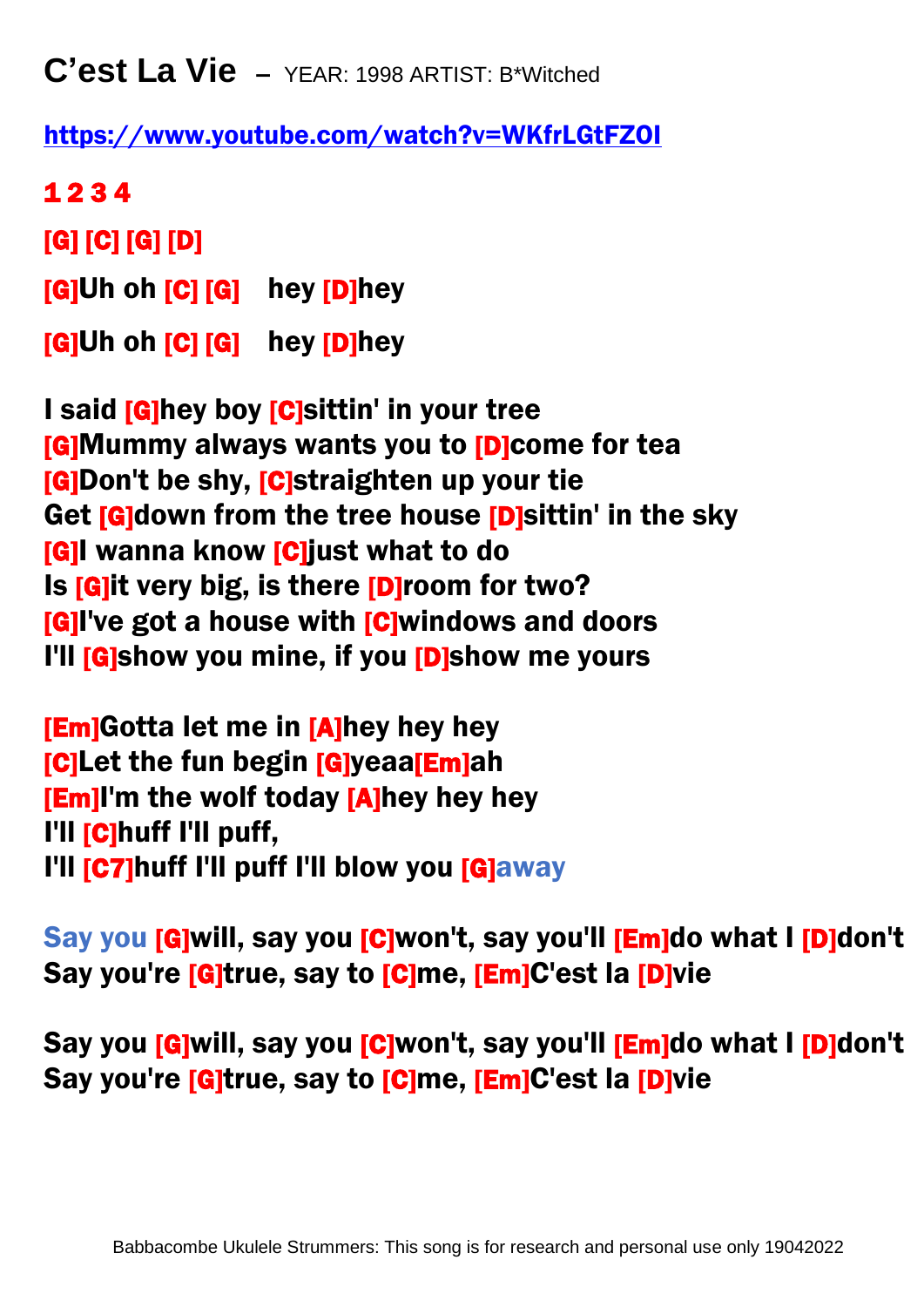# C’est La Vie – YEAR: 1998 ARTIST: B*Witched

https://www.youtube.com/watch?v=WKfrLGtFZOI

1 2 3 4

[G] [C] [G] [D]

[G]Uh oh [C] [G] hey [D]hey

[G]Uh oh [C] [G] hey [D]hey

I said [G]hey boy [C]sittin' in your tree
[G]Mummy always wants you to [D]come for tea
[G]Don't be shy, [C]straighten up your tie
Get [G]down from the tree house [D]sittin' in the sky
[G]I wanna know [C]just what to do
Is [G]it very big, is there [D]room for two?
[G]I've got a house with [C]windows and doors
I'll [G]show you mine, if you [D]show me yours

[Em]Gotta let me in [A]hey hey hey
[C]Let the fun begin [G]yeaa[Em]ah
[Em]I'm the wolf today [A]hey hey hey
I'll [C]huff I'll puff,
I'll [C7]huff I'll puff I'll blow you [G]away

Say you [G]will, say you [C]won't, say you'll [Em]do what I [D]don't
Say you're [G]true, say to [C]me, [Em]C'est la [D]vie

Say you [G]will, say you [C]won't, say you'll [Em]do what I [D]don't
Say you're [G]true, say to [C]me, [Em]C'est la [D]vie

Babbacombe Ukulele Strummers: This song is for research and personal use only 19042022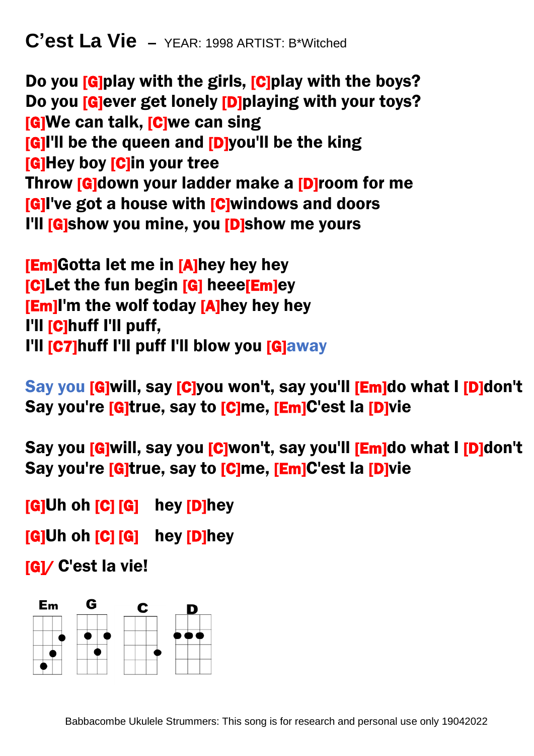# C'est La Vie – YEAR: 1998 ARTIST: B*Witched

**Do you [G]play with the girls, [C]play with the boys?**
**Do you [G]ever get lonely [D]playing with your toys?**
**[G]We can talk, [C]we can sing**
**[G]I'll be the queen and [D]you'll be the king**
**[G]Hey boy [C]in your tree**
**Throw [G]down your ladder make a [D]room for me**
**[G]I've got a house with [C]windows and doors**
**I'll [G]show you mine, you [D]show me yours**

**[Em]Gotta let me in [A]hey hey hey**
**[C]Let the fun begin [G] heee[Em]ey**
**[Em]I'm the wolf today [A]hey hey hey**
**I'll [C]huff I'll puff,**
**I'll [C7]huff I'll puff I'll blow you [G]away**

**Say you [G]will, say [C]you won't, say you'll [Em]do what I [D]don't**
**Say you're [G]true, say to [C]me, [Em]C'est la [D]vie**

**Say you [G]will, say you [C]won't, say you'll [Em]do what I [D]don't**
**Say you're [G]true, say to [C]me, [Em]C'est la [D]vie**

**[G]Uh oh [C] [G] hey [D]hey**

**[G]Uh oh [C] [G] hey [D]hey**

**[G]/ C'est la vie!**

Em G C D

Babbacombe Ukulele Strummers: This song is for research and personal use only 19042022